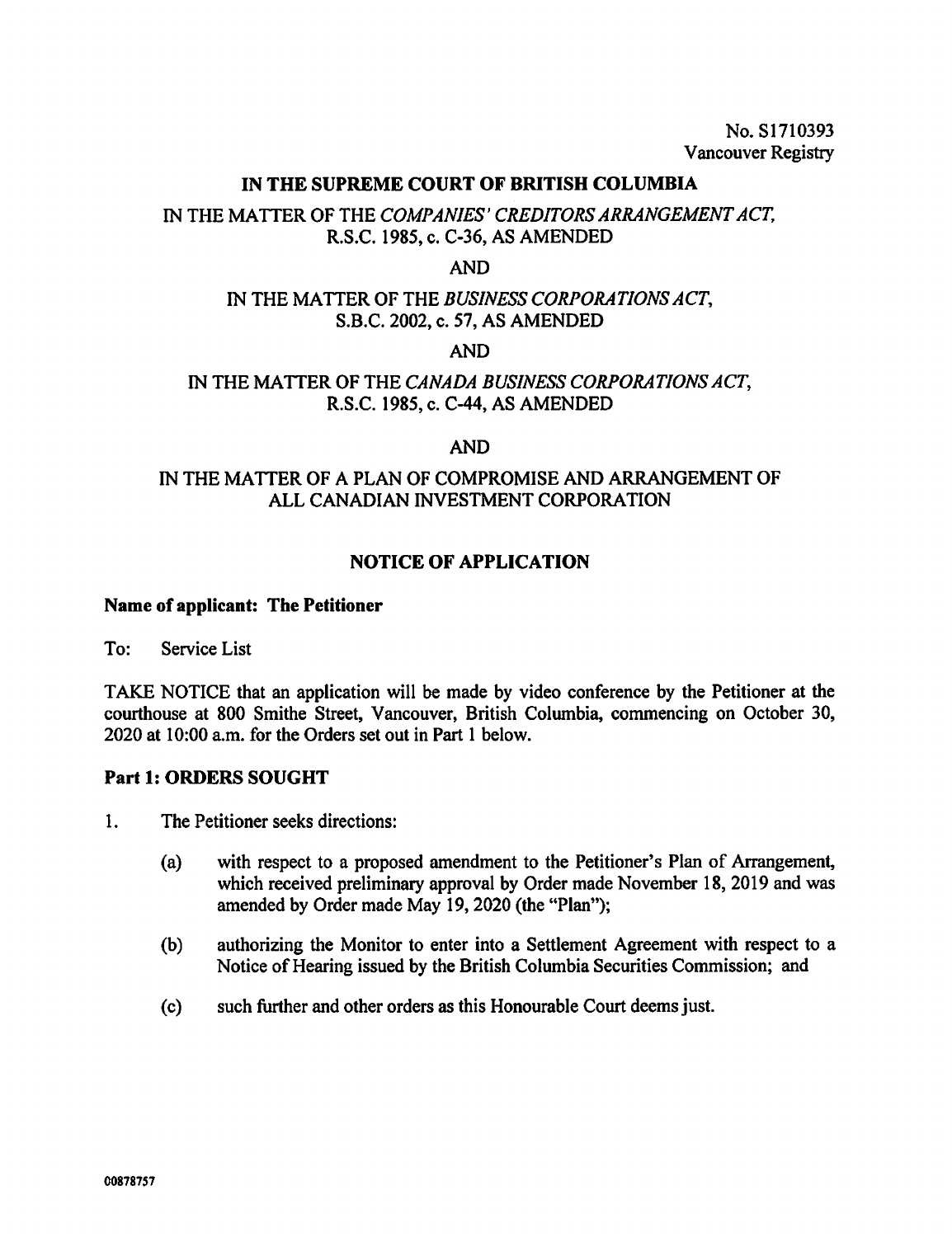No. S1710393
Vancouver Registry

**IN THE SUPREME COURT OF BRITISH COLUMBIA**

IN THE MATTER OF THE *COMPANIES' CREDITORS ARRANGEMENT ACT*, R.S.C. 1985, c. C-36, AS AMENDED

AND

IN THE MATTER OF THE *BUSINESS CORPORATIONS ACT*, S.B.C. 2002, c. 57, AS AMENDED

AND

IN THE MATTER OF THE *CANADA BUSINESS CORPORATIONS ACT*, R.S.C. 1985, c. C-44, AS AMENDED

AND

IN THE MATTER OF A PLAN OF COMPROMISE AND ARRANGEMENT OF ALL CANADIAN INVESTMENT CORPORATION

# NOTICE OF APPLICATION

**Name of applicant: The Petitioner**

To: Service List

TAKE NOTICE that an application will be made by video conference by the Petitioner at the courthouse at 800 Smithe Street, Vancouver, British Columbia, commencing on October 30, 2020 at 10:00 a.m. for the Orders set out in Part 1 below.

## Part 1: ORDERS SOUGHT

1. The Petitioner seeks directions:

   (a) with respect to a proposed amendment to the Petitioner's Plan of Arrangement, which received preliminary approval by Order made November 18, 2019 and was amended by Order made May 19, 2020 (the "Plan");

   (b) authorizing the Monitor to enter into a Settlement Agreement with respect to a Notice of Hearing issued by the British Columbia Securities Commission; and

   (c) such further and other orders as this Honourable Court deems just.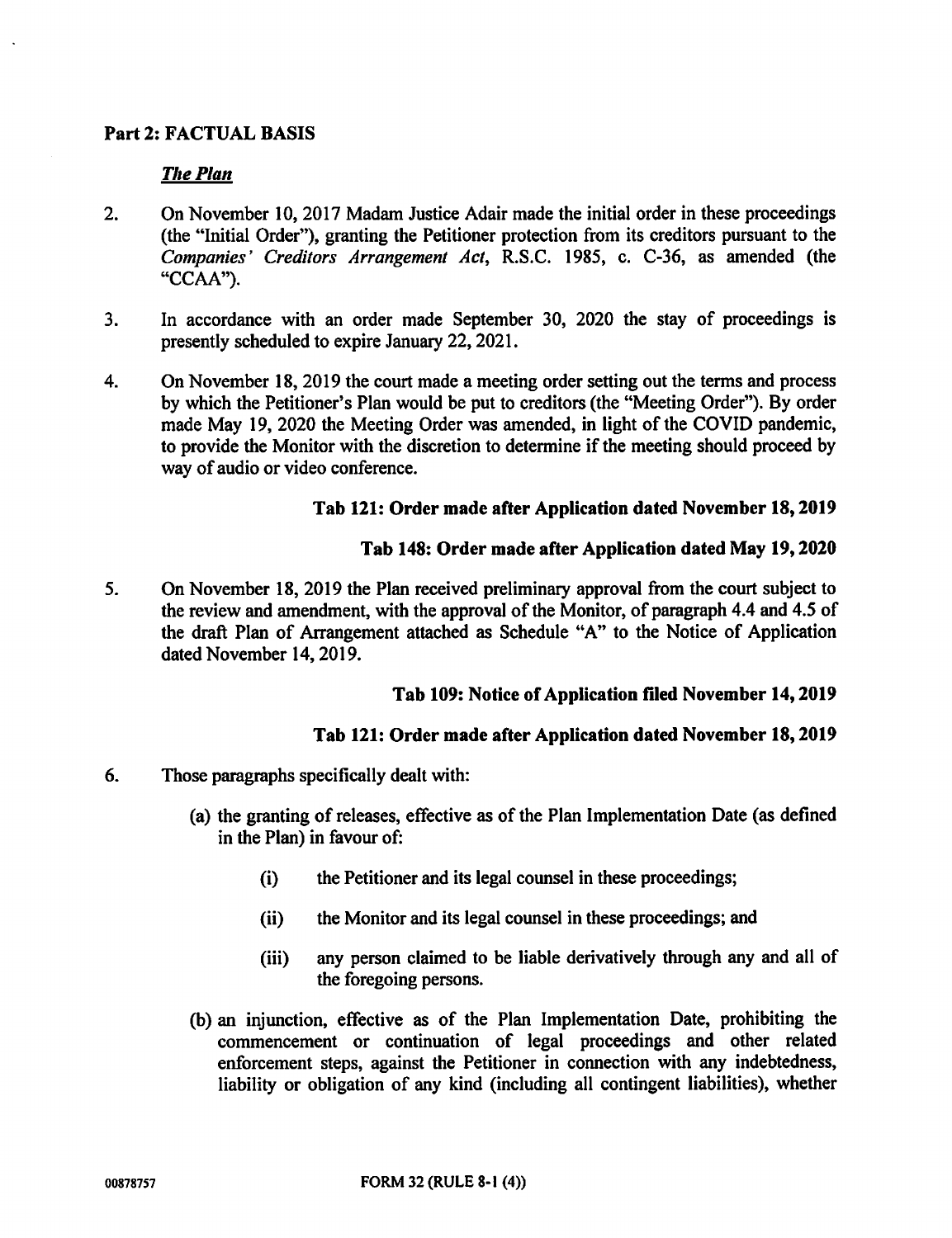## Part 2: FACTUAL BASIS

### *The Plan*

2. On November 10, 2017 Madam Justice Adair made the initial order in these proceedings (the "Initial Order"), granting the Petitioner protection from its creditors pursuant to the *Companies' Creditors Arrangement Act*, R.S.C. 1985, c. C-36, as amended (the "CCAA").

3. In accordance with an order made September 30, 2020 the stay of proceedings is presently scheduled to expire January 22, 2021.

4. On November 18, 2019 the court made a meeting order setting out the terms and process by which the Petitioner's Plan would be put to creditors (the "Meeting Order"). By order made May 19, 2020 the Meeting Order was amended, in light of the COVID pandemic, to provide the Monitor with the discretion to determine if the meeting should proceed by way of audio or video conference.

   **Tab 121: Order made after Application dated November 18, 2019**

   **Tab 148: Order made after Application dated May 19, 2020**

5. On November 18, 2019 the Plan received preliminary approval from the court subject to the review and amendment, with the approval of the Monitor, of paragraph 4.4 and 4.5 of the draft Plan of Arrangement attached as Schedule "A" to the Notice of Application dated November 14, 2019.

   **Tab 109: Notice of Application filed November 14, 2019**

   **Tab 121: Order made after Application dated November 18, 2019**

6. Those paragraphs specifically dealt with:

   (a) the granting of releases, effective as of the Plan Implementation Date (as defined in the Plan) in favour of:

      (i) the Petitioner and its legal counsel in these proceedings;

      (ii) the Monitor and its legal counsel in these proceedings; and

      (iii) any person claimed to be liable derivatively through any and all of the foregoing persons.

   (b) an injunction, effective as of the Plan Implementation Date, prohibiting the commencement or continuation of legal proceedings and other related enforcement steps, against the Petitioner in connection with any indebtedness, liability or obligation of any kind (including all contingent liabilities), whether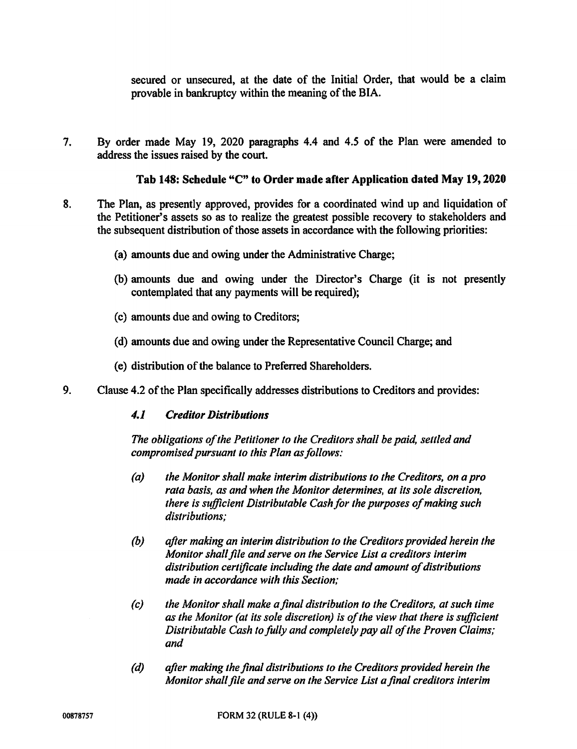secured or unsecured, at the date of the Initial Order, that would be a claim provable in bankruptcy within the meaning of the BIA.

7. By order made May 19, 2020 paragraphs 4.4 and 4.5 of the Plan were amended to address the issues raised by the court.

**Tab 148: Schedule "C" to Order made after Application dated May 19, 2020**

8. The Plan, as presently approved, provides for a coordinated wind up and liquidation of the Petitioner's assets so as to realize the greatest possible recovery to stakeholders and the subsequent distribution of those assets in accordance with the following priorities:

   (a) amounts due and owing under the Administrative Charge;

   (b) amounts due and owing under the Director's Charge (it is not presently contemplated that any payments will be required);

   (c) amounts due and owing to Creditors;

   (d) amounts due and owing under the Representative Council Charge; and

   (e) distribution of the balance to Preferred Shareholders.

9. Clause 4.2 of the Plan specifically addresses distributions to Creditors and provides:

   ***4.1 Creditor Distributions***

   *The obligations of the Petitioner to the Creditors shall be paid, settled and compromised pursuant to this Plan as follows:*

   *(a) the Monitor shall make interim distributions to the Creditors, on a pro rata basis, as and when the Monitor determines, at its sole discretion, there is sufficient Distributable Cash for the purposes of making such distributions;*

   *(b) after making an interim distribution to the Creditors provided herein the Monitor shall file and serve on the Service List a creditors interim distribution certificate including the date and amount of distributions made in accordance with this Section;*

   *(c) the Monitor shall make a final distribution to the Creditors, at such time as the Monitor (at its sole discretion) is of the view that there is sufficient Distributable Cash to fully and completely pay all of the Proven Claims; and*

   *(d) after making the final distributions to the Creditors provided herein the Monitor shall file and serve on the Service List a final creditors interim*

00878757 FORM 32 (RULE 8-1 (4))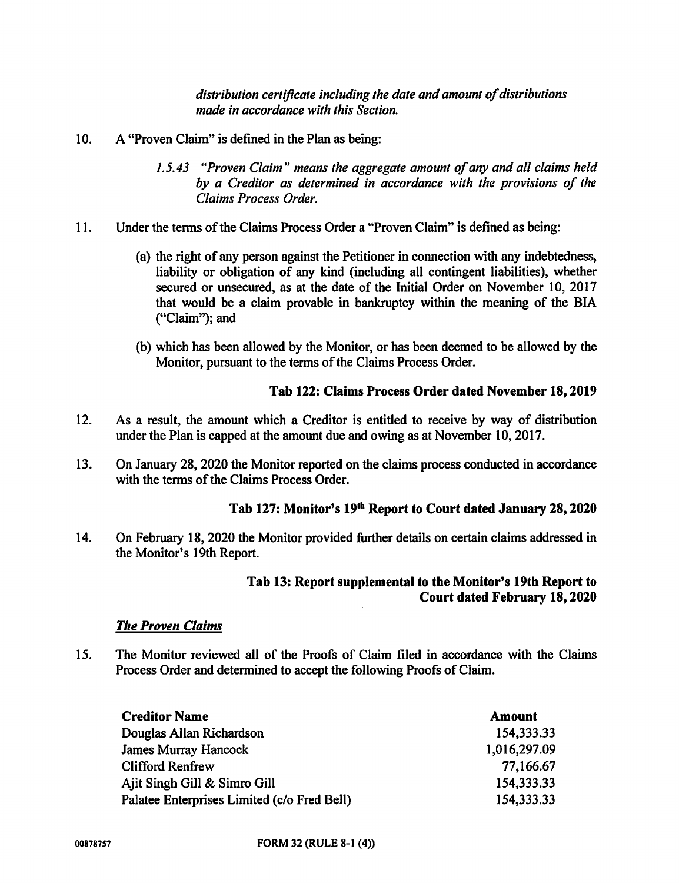*distribution certificate including the date and amount of distributions made in accordance with this Section.*

10. A "Proven Claim" is defined in the Plan as being:

    *1.5.43 "Proven Claim" means the aggregate amount of any and all claims held by a Creditor as determined in accordance with the provisions of the Claims Process Order.*

11. Under the terms of the Claims Process Order a "Proven Claim" is defined as being:

    (a) the right of any person against the Petitioner in connection with any indebtedness, liability or obligation of any kind (including all contingent liabilities), whether secured or unsecured, as at the date of the Initial Order on November 10, 2017 that would be a claim provable in bankruptcy within the meaning of the BIA ("Claim"); and

    (b) which has been allowed by the Monitor, or has been deemed to be allowed by the Monitor, pursuant to the terms of the Claims Process Order.

**Tab 122: Claims Process Order dated November 18, 2019**

12. As a result, the amount which a Creditor is entitled to receive by way of distribution under the Plan is capped at the amount due and owing as at November 10, 2017.

13. On January 28, 2020 the Monitor reported on the claims process conducted in accordance with the terms of the Claims Process Order.

**Tab 127: Monitor's 19th Report to Court dated January 28, 2020**

14. On February 18, 2020 the Monitor provided further details on certain claims addressed in the Monitor's 19th Report.

**Tab 13: Report supplemental to the Monitor's 19th Report to Court dated February 18, 2020**

***The Proven Claims***

15. The Monitor reviewed all of the Proofs of Claim filed in accordance with the Claims Process Order and determined to accept the following Proofs of Claim.

| Creditor Name | Amount |
|---|---|
| Douglas Allan Richardson | 154,333.33 |
| James Murray Hancock | 1,016,297.09 |
| Clifford Renfrew | 77,166.67 |
| Ajit Singh Gill & Simro Gill | 154,333.33 |
| Palatee Enterprises Limited (c/o Fred Bell) | 154,333.33 |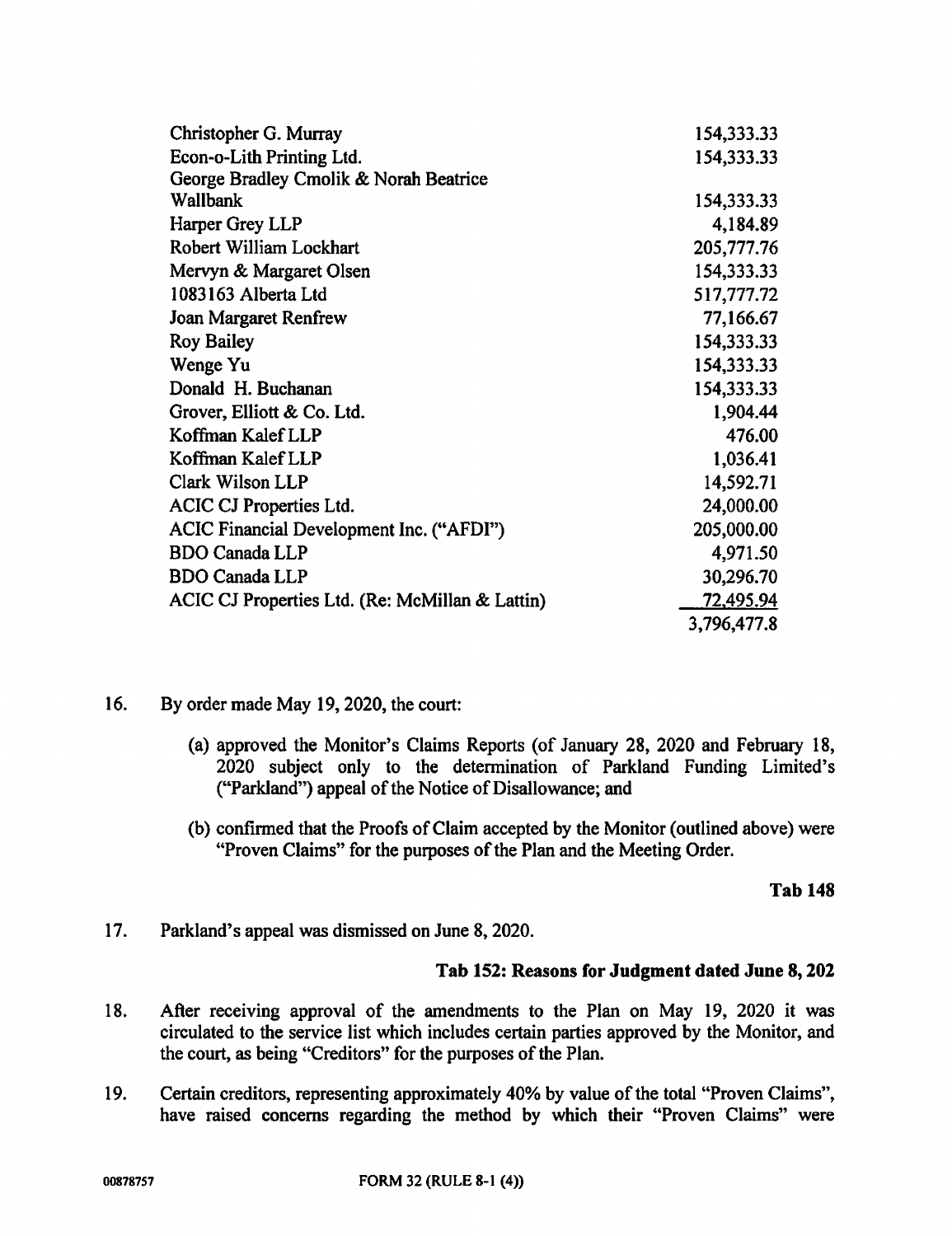| | |
|---|---|
| Christopher G. Murray | 154,333.33 |
| Econ-o-Lith Printing Ltd. | 154,333.33 |
| George Bradley Cmolik & Norah Beatrice Wallbank | 154,333.33 |
| Harper Grey LLP | 4,184.89 |
| Robert William Lockhart | 205,777.76 |
| Mervyn & Margaret Olsen | 154,333.33 |
| 1083163 Alberta Ltd | 517,777.72 |
| Joan Margaret Renfrew | 77,166.67 |
| Roy Bailey | 154,333.33 |
| Wenge Yu | 154,333.33 |
| Donald H. Buchanan | 154,333.33 |
| Grover, Elliott & Co. Ltd. | 1,904.44 |
| Koffman Kalef LLP | 476.00 |
| Koffman Kalef LLP | 1,036.41 |
| Clark Wilson LLP | 14,592.71 |
| ACIC CJ Properties Ltd. | 24,000.00 |
| ACIC Financial Development Inc. ("AFDI") | 205,000.00 |
| BDO Canada LLP | 4,971.50 |
| BDO Canada LLP | 30,296.70 |
| ACIC CJ Properties Ltd. (Re: McMillan & Lattin) | 72,495.94 |
| | 3,796,477.8 |

16. By order made May 19, 2020, the court:

    (a) approved the Monitor's Claims Reports (of January 28, 2020 and February 18, 2020 subject only to the determination of Parkland Funding Limited's ("Parkland") appeal of the Notice of Disallowance; and

    (b) confirmed that the Proofs of Claim accepted by the Monitor (outlined above) were "Proven Claims" for the purposes of the Plan and the Meeting Order.

**Tab 148**

17. Parkland's appeal was dismissed on June 8, 2020.

**Tab 152: Reasons for Judgment dated June 8, 202**

18. After receiving approval of the amendments to the Plan on May 19, 2020 it was circulated to the service list which includes certain parties approved by the Monitor, and the court, as being "Creditors" for the purposes of the Plan.

19. Certain creditors, representing approximately 40% by value of the total "Proven Claims", have raised concerns regarding the method by which their "Proven Claims" were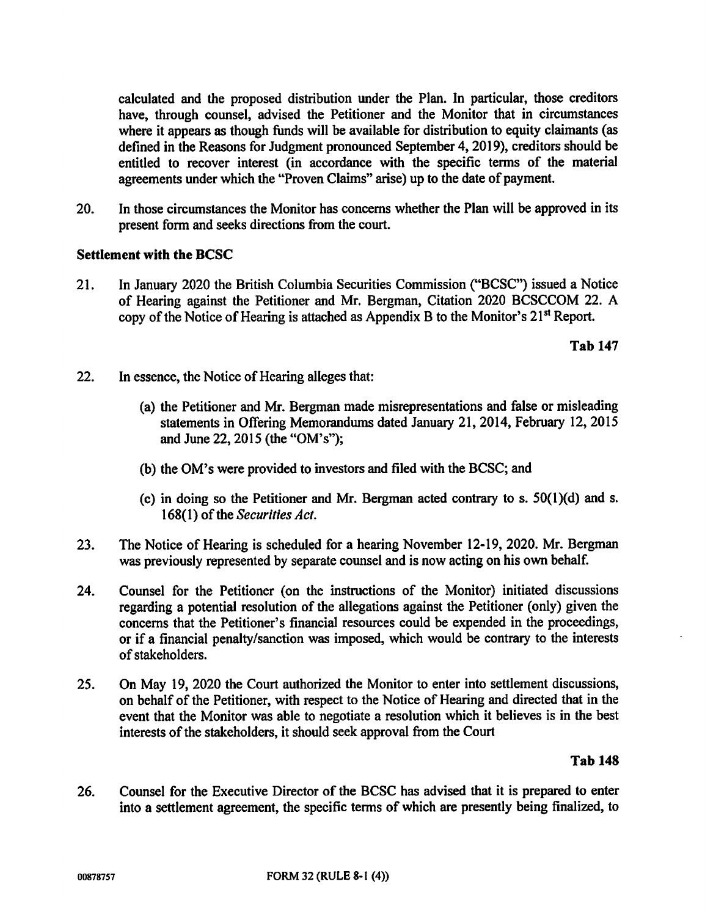calculated and the proposed distribution under the Plan. In particular, those creditors have, through counsel, advised the Petitioner and the Monitor that in circumstances where it appears as though funds will be available for distribution to equity claimants (as defined in the Reasons for Judgment pronounced September 4, 2019), creditors should be entitled to recover interest (in accordance with the specific terms of the material agreements under which the "Proven Claims" arise) up to the date of payment.

20. In those circumstances the Monitor has concerns whether the Plan will be approved in its present form and seeks directions from the court.

**Settlement with the BCSC**

21. In January 2020 the British Columbia Securities Commission ("BCSC") issued a Notice of Hearing against the Petitioner and Mr. Bergman, Citation 2020 BCSCCOM 22. A copy of the Notice of Hearing is attached as Appendix B to the Monitor's 21st Report.

**Tab 147**

22. In essence, the Notice of Hearing alleges that:

    (a) the Petitioner and Mr. Bergman made misrepresentations and false or misleading statements in Offering Memorandums dated January 21, 2014, February 12, 2015 and June 22, 2015 (the "OM's");

    (b) the OM's were provided to investors and filed with the BCSC; and

    (c) in doing so the Petitioner and Mr. Bergman acted contrary to s. 50(1)(d) and s. 168(1) of the *Securities Act*.

23. The Notice of Hearing is scheduled for a hearing November 12-19, 2020. Mr. Bergman was previously represented by separate counsel and is now acting on his own behalf.

24. Counsel for the Petitioner (on the instructions of the Monitor) initiated discussions regarding a potential resolution of the allegations against the Petitioner (only) given the concerns that the Petitioner's financial resources could be expended in the proceedings, or if a financial penalty/sanction was imposed, which would be contrary to the interests of stakeholders.

25. On May 19, 2020 the Court authorized the Monitor to enter into settlement discussions, on behalf of the Petitioner, with respect to the Notice of Hearing and directed that in the event that the Monitor was able to negotiate a resolution which it believes is in the best interests of the stakeholders, it should seek approval from the Court

**Tab 148**

26. Counsel for the Executive Director of the BCSC has advised that it is prepared to enter into a settlement agreement, the specific terms of which are presently being finalized, to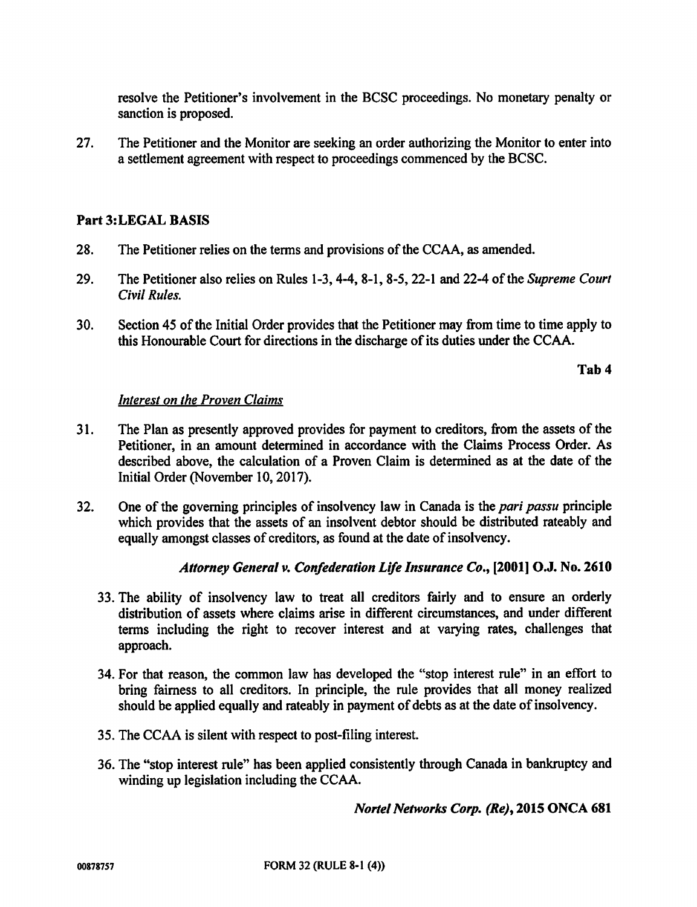resolve the Petitioner's involvement in the BCSC proceedings. No monetary penalty or sanction is proposed.

27. The Petitioner and the Monitor are seeking an order authorizing the Monitor to enter into a settlement agreement with respect to proceedings commenced by the BCSC.

## Part 3: LEGAL BASIS

28. The Petitioner relies on the terms and provisions of the CCAA, as amended.

29. The Petitioner also relies on Rules 1-3, 4-4, 8-1, 8-5, 22-1 and 22-4 of the *Supreme Court Civil Rules.*

30. Section 45 of the Initial Order provides that the Petitioner may from time to time apply to this Honourable Court for directions in the discharge of its duties under the CCAA.

**Tab 4**

*Interest on the Proven Claims*

31. The Plan as presently approved provides for payment to creditors, from the assets of the Petitioner, in an amount determined in accordance with the Claims Process Order. As described above, the calculation of a Proven Claim is determined as at the date of the Initial Order (November 10, 2017).

32. One of the governing principles of insolvency law in Canada is the *pari passu* principle which provides that the assets of an insolvent debtor should be distributed rateably and equally amongst classes of creditors, as found at the date of insolvency.

***Attorney General v. Confederation Life Insurance Co.*, [2001] O.J. No. 2610**

33. The ability of insolvency law to treat all creditors fairly and to ensure an orderly distribution of assets where claims arise in different circumstances, and under different terms including the right to recover interest and at varying rates, challenges that approach.

34. For that reason, the common law has developed the "stop interest rule" in an effort to bring fairness to all creditors. In principle, the rule provides that all money realized should be applied equally and rateably in payment of debts as at the date of insolvency.

35. The CCAA is silent with respect to post-filing interest.

36. The "stop interest rule" has been applied consistently through Canada in bankruptcy and winding up legislation including the CCAA.

***Nortel Networks Corp. (Re)*, 2015 ONCA 681**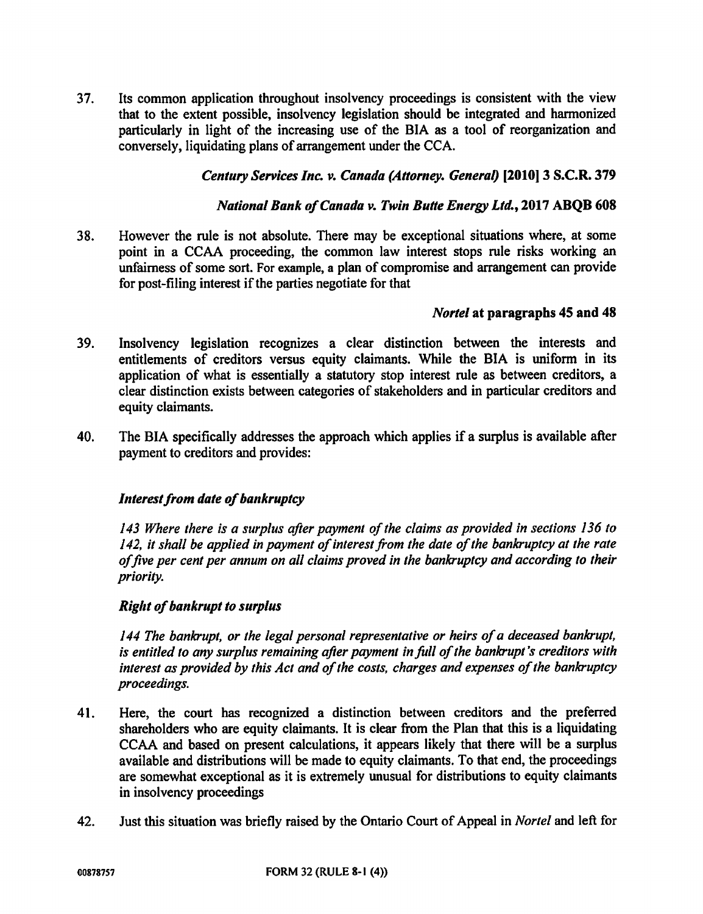37. Its common application throughout insolvency proceedings is consistent with the view that to the extent possible, insolvency legislation should be integrated and harmonized particularly in light of the increasing use of the BIA as a tool of reorganization and conversely, liquidating plans of arrangement under the CCA.

***Century Services Inc. v. Canada (Attorney. General)* [2010] 3 S.C.R. 379**

***National Bank of Canada v. Twin Butte Energy Ltd.*, 2017 ABQB 608**

38. However the rule is not absolute. There may be exceptional situations where, at some point in a CCAA proceeding, the common law interest stops rule risks working an unfairness of some sort. For example, a plan of compromise and arrangement can provide for post-filing interest if the parties negotiate for that

***Nortel* at paragraphs 45 and 48**

39. Insolvency legislation recognizes a clear distinction between the interests and entitlements of creditors versus equity claimants. While the BIA is uniform in its application of what is essentially a statutory stop interest rule as between creditors, a clear distinction exists between categories of stakeholders and in particular creditors and equity claimants.

40. The BIA specifically addresses the approach which applies if a surplus is available after payment to creditors and provides:

***Interest from date of bankruptcy***

*143 Where there is a surplus after payment of the claims as provided in sections 136 to 142, it shall be applied in payment of interest from the date of the bankruptcy at the rate of five per cent per annum on all claims proved in the bankruptcy and according to their priority.*

***Right of bankrupt to surplus***

*144 The bankrupt, or the legal personal representative or heirs of a deceased bankrupt, is entitled to any surplus remaining after payment in full of the bankrupt's creditors with interest as provided by this Act and of the costs, charges and expenses of the bankruptcy proceedings.*

41. Here, the court has recognized a distinction between creditors and the preferred shareholders who are equity claimants. It is clear from the Plan that this is a liquidating CCAA and based on present calculations, it appears likely that there will be a surplus available and distributions will be made to equity claimants. To that end, the proceedings are somewhat exceptional as it is extremely unusual for distributions to equity claimants in insolvency proceedings

42. Just this situation was briefly raised by the Ontario Court of Appeal in *Nortel* and left for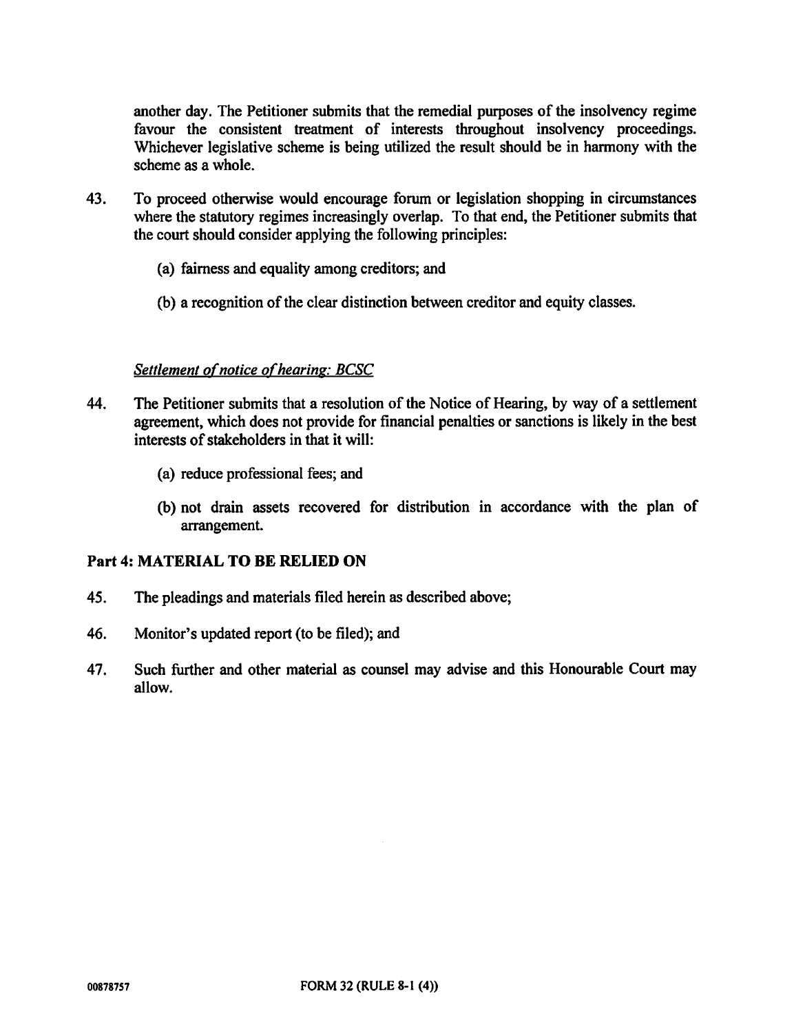another day. The Petitioner submits that the remedial purposes of the insolvency regime favour the consistent treatment of interests throughout insolvency proceedings. Whichever legislative scheme is being utilized the result should be in harmony with the scheme as a whole.

43. To proceed otherwise would encourage forum or legislation shopping in circumstances where the statutory regimes increasingly overlap. To that end, the Petitioner submits that the court should consider applying the following principles:

    (a) fairness and equality among creditors; and

    (b) a recognition of the clear distinction between creditor and equity classes.

*Settlement of notice of hearing: BCSC*

44. The Petitioner submits that a resolution of the Notice of Hearing, by way of a settlement agreement, which does not provide for financial penalties or sanctions is likely in the best interests of stakeholders in that it will:

    (a) reduce professional fees; and

    (b) not drain assets recovered for distribution in accordance with the plan of arrangement.

## Part 4: MATERIAL TO BE RELIED ON

45. The pleadings and materials filed herein as described above;

46. Monitor's updated report (to be filed); and

47. Such further and other material as counsel may advise and this Honourable Court may allow.

00878757 FORM 32 (RULE 8-1 (4))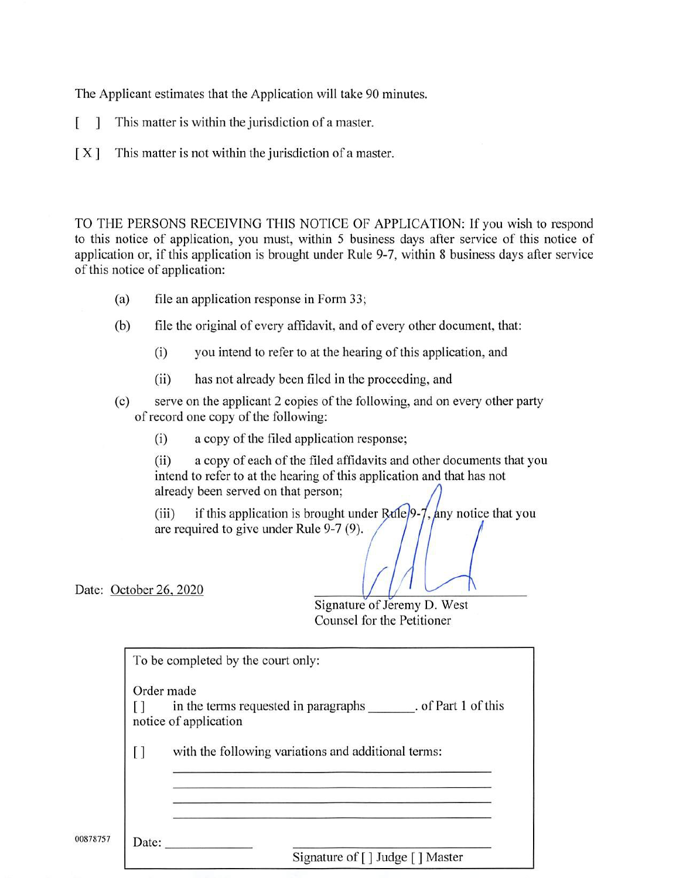The Applicant estimates that the Application will take 90 minutes.

[ ] This matter is within the jurisdiction of a master.

[X] This matter is not within the jurisdiction of a master.

TO THE PERSONS RECEIVING THIS NOTICE OF APPLICATION: If you wish to respond to this notice of application, you must, within 5 business days after service of this notice of application or, if this application is brought under Rule 9-7, within 8 business days after service of this notice of application:

(a) file an application response in Form 33;

(b) file the original of every affidavit, and of every other document, that:

  (i) you intend to refer to at the hearing of this application, and

  (ii) has not already been filed in the proceeding, and

(c) serve on the applicant 2 copies of the following, and on every other party of record one copy of the following:

  (i) a copy of the filed application response;

  (ii) a copy of each of the filed affidavits and other documents that you intend to refer to at the hearing of this application and that has not already been served on that person;

  (iii) if this application is brought under Rule 9-7, any notice that you are required to give under Rule 9-7 (9).

Date: October 26, 2020

_______________________________
Signature of Jeremy D. West
Counsel for the Petitioner

| To be completed by the court only: |
|---|
| Order made<br>[] in the terms requested in paragraphs _______. of Part 1 of this notice of application<br><br>[] with the following variations and additional terms:<br>_______________________________<br>_______________________________<br>_______________________________<br>_______________________________<br><br>Date: _____________ _______________________________<br>Signature of [ ] Judge [ ] Master |

00878757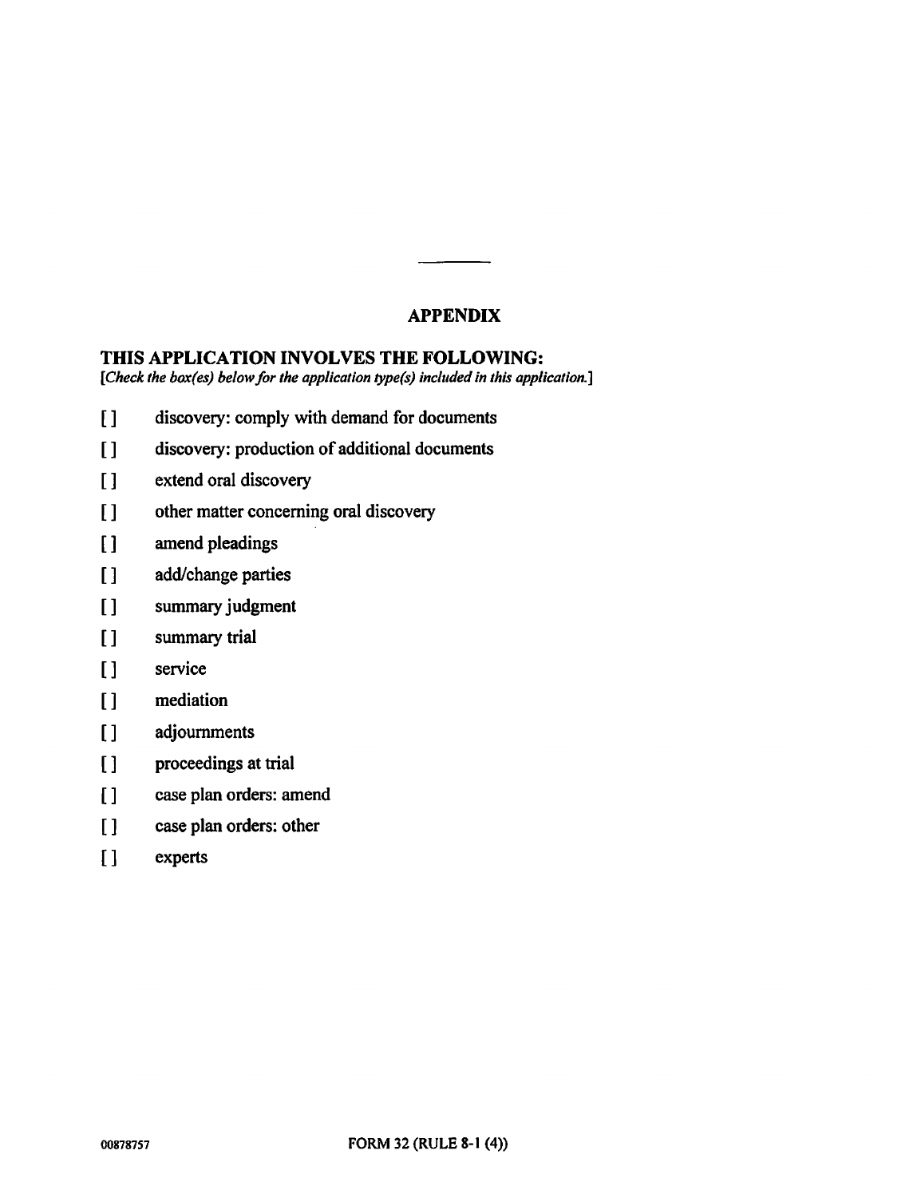---

## APPENDIX

### THIS APPLICATION INVOLVES THE FOLLOWING:

*[Check the box(es) below for the application type(s) included in this application.]*

[ ] discovery: comply with demand for documents

[ ] discovery: production of additional documents

[ ] extend oral discovery

[ ] other matter concerning oral discovery

[ ] amend pleadings

[ ] add/change parties

[ ] summary judgment

[ ] summary trial

[ ] service

[ ] mediation

[ ] adjournments

[ ] proceedings at trial

[ ] case plan orders: amend

[ ] case plan orders: other

[ ] experts

00878757 FORM 32 (RULE 8-1 (4))